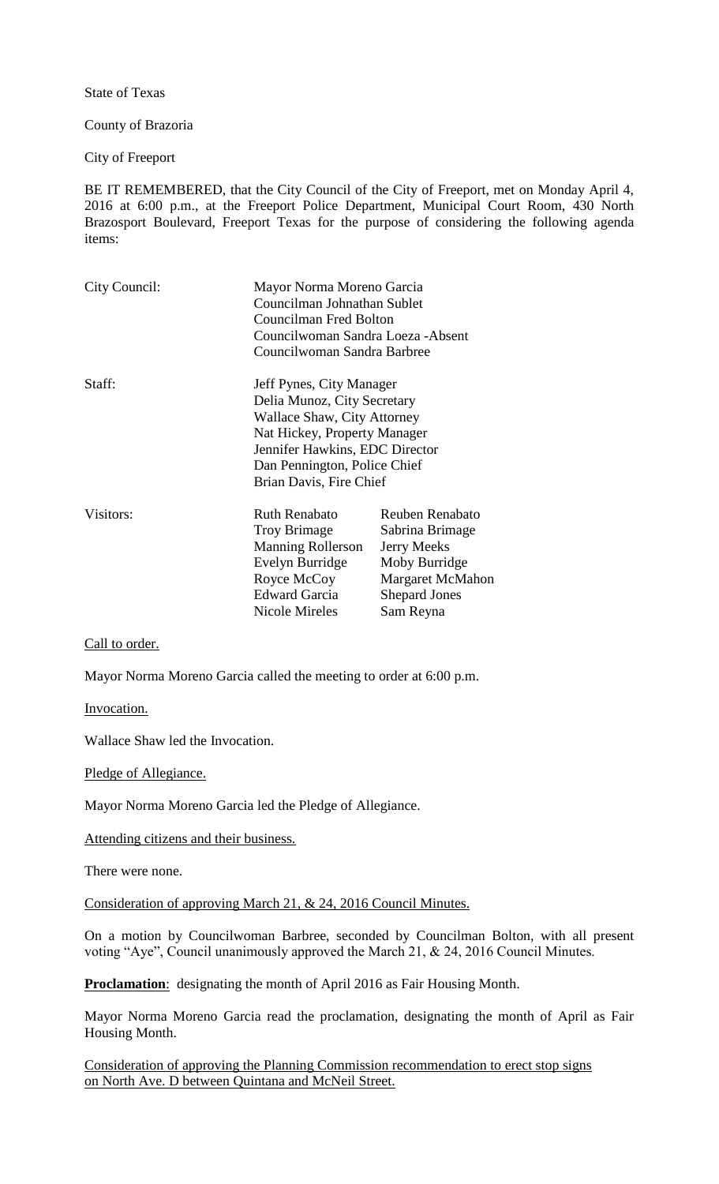State of Texas

County of Brazoria

City of Freeport

BE IT REMEMBERED, that the City Council of the City of Freeport, met on Monday April 4, 2016 at 6:00 p.m., at the Freeport Police Department, Municipal Court Room, 430 North Brazosport Boulevard, Freeport Texas for the purpose of considering the following agenda items:

| | | |
|---|---|---|
| City Council: | Mayor Norma Moreno Garcia | |
| | Councilman Johnathan Sublet | |
| | Councilman Fred Bolton | |
| | Councilwoman Sandra Loeza -Absent | |
| | Councilwoman Sandra Barbree | |
| Staff: | Jeff Pynes, City Manager | |
| | Delia Munoz, City Secretary | |
| | Wallace Shaw, City Attorney | |
| | Nat Hickey, Property Manager | |
| | Jennifer Hawkins, EDC Director | |
| | Dan Pennington, Police Chief | |
| | Brian Davis, Fire Chief | |
| Visitors: | Ruth Renabato | Reuben Renabato |
| | Troy Brimage | Sabrina Brimage |
| | Manning Rollerson | Jerry Meeks |
| | Evelyn Burridge | Moby Burridge |
| | Royce McCoy | Margaret McMahon |
| | Edward Garcia | Shepard Jones |
| | Nicole Mireles | Sam Reyna |

Call to order.

Mayor Norma Moreno Garcia called the meeting to order at 6:00 p.m.

Invocation.

Wallace Shaw led the Invocation.

Pledge of Allegiance.

Mayor Norma Moreno Garcia led the Pledge of Allegiance.

Attending citizens and their business.

There were none.

Consideration of approving March 21, & 24, 2016 Council Minutes.

On a motion by Councilwoman Barbree, seconded by Councilman Bolton, with all present voting "Aye", Council unanimously approved the March 21, & 24, 2016 Council Minutes.

**Proclamation**: designating the month of April 2016 as Fair Housing Month.

Mayor Norma Moreno Garcia read the proclamation, designating the month of April as Fair Housing Month.

Consideration of approving the Planning Commission recommendation to erect stop signs on North Ave. D between Quintana and McNeil Street.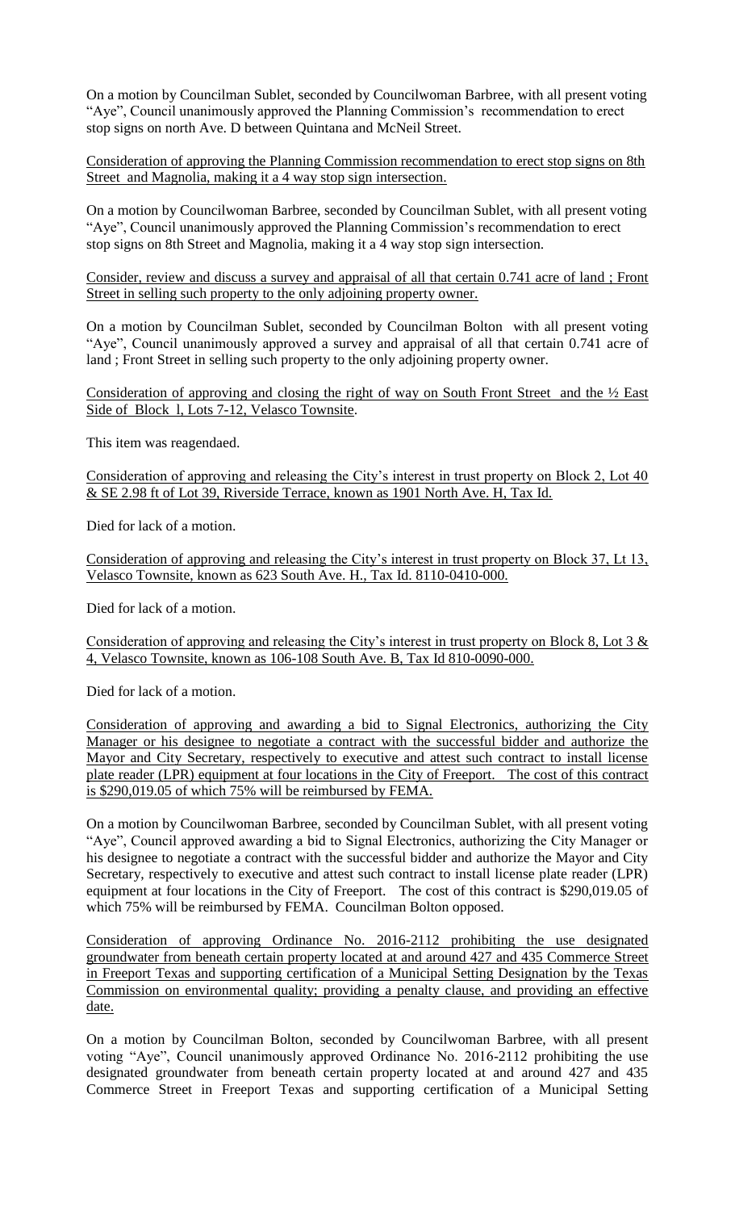On a motion by Councilman Sublet, seconded by Councilwoman Barbree, with all present voting "Aye", Council unanimously approved the Planning Commission's recommendation to erect stop signs on north Ave. D between Quintana and McNeil Street.

Consideration of approving the Planning Commission recommendation to erect stop signs on 8th Street and Magnolia, making it a 4 way stop sign intersection.

On a motion by Councilwoman Barbree, seconded by Councilman Sublet, with all present voting "Aye", Council unanimously approved the Planning Commission's recommendation to erect stop signs on 8th Street and Magnolia, making it a 4 way stop sign intersection.

Consider, review and discuss a survey and appraisal of all that certain 0.741 acre of land ; Front Street in selling such property to the only adjoining property owner.

On a motion by Councilman Sublet, seconded by Councilman Bolton with all present voting "Aye", Council unanimously approved a survey and appraisal of all that certain 0.741 acre of land ; Front Street in selling such property to the only adjoining property owner.

Consideration of approving and closing the right of way on South Front Street and the ½ East Side of Block l, Lots 7-12, Velasco Townsite.

This item was reagendaed.

Consideration of approving and releasing the City's interest in trust property on Block 2, Lot 40 & SE 2.98 ft of Lot 39, Riverside Terrace, known as 1901 North Ave. H, Tax Id.

Died for lack of a motion.

Consideration of approving and releasing the City's interest in trust property on Block 37, Lt 13, Velasco Townsite, known as 623 South Ave. H., Tax Id. 8110-0410-000.

Died for lack of a motion.

Consideration of approving and releasing the City's interest in trust property on Block 8, Lot 3 & 4, Velasco Townsite, known as 106-108 South Ave. B, Tax Id 810-0090-000.

Died for lack of a motion.

Consideration of approving and awarding a bid to Signal Electronics, authorizing the City Manager or his designee to negotiate a contract with the successful bidder and authorize the Mayor and City Secretary, respectively to executive and attest such contract to install license plate reader (LPR) equipment at four locations in the City of Freeport. The cost of this contract is $290,019.05 of which 75% will be reimbursed by FEMA.

On a motion by Councilwoman Barbree, seconded by Councilman Sublet, with all present voting "Aye", Council approved awarding a bid to Signal Electronics, authorizing the City Manager or his designee to negotiate a contract with the successful bidder and authorize the Mayor and City Secretary, respectively to executive and attest such contract to install license plate reader (LPR) equipment at four locations in the City of Freeport. The cost of this contract is $290,019.05 of which 75% will be reimbursed by FEMA. Councilman Bolton opposed.

Consideration of approving Ordinance No. 2016-2112 prohibiting the use designated groundwater from beneath certain property located at and around 427 and 435 Commerce Street in Freeport Texas and supporting certification of a Municipal Setting Designation by the Texas Commission on environmental quality; providing a penalty clause, and providing an effective date.

On a motion by Councilman Bolton, seconded by Councilwoman Barbree, with all present voting "Aye", Council unanimously approved Ordinance No. 2016-2112 prohibiting the use designated groundwater from beneath certain property located at and around 427 and 435 Commerce Street in Freeport Texas and supporting certification of a Municipal Setting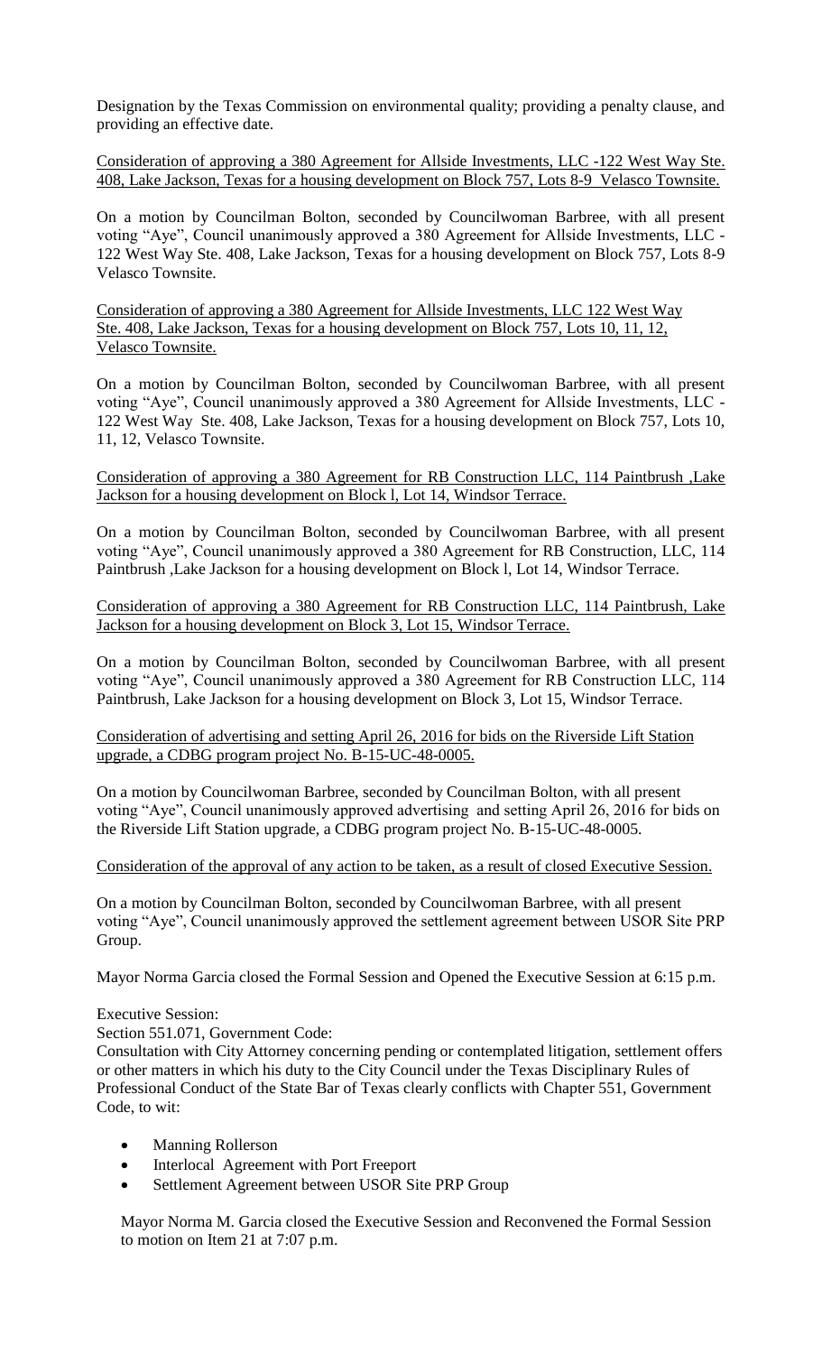Designation by the Texas Commission on environmental quality; providing a penalty clause, and providing an effective date.

Consideration of approving a 380 Agreement for Allside Investments, LLC -122 West Way Ste. 408, Lake Jackson, Texas for a housing development on Block 757, Lots 8-9 Velasco Townsite.

On a motion by Councilman Bolton, seconded by Councilwoman Barbree, with all present voting "Aye", Council unanimously approved a 380 Agreement for Allside Investments, LLC - 122 West Way Ste. 408, Lake Jackson, Texas for a housing development on Block 757, Lots 8-9 Velasco Townsite.

Consideration of approving a 380 Agreement for Allside Investments, LLC 122 West Way Ste. 408, Lake Jackson, Texas for a housing development on Block 757, Lots 10, 11, 12, Velasco Townsite.

On a motion by Councilman Bolton, seconded by Councilwoman Barbree, with all present voting "Aye", Council unanimously approved a 380 Agreement for Allside Investments, LLC - 122 West Way Ste. 408, Lake Jackson, Texas for a housing development on Block 757, Lots 10, 11, 12, Velasco Townsite.

Consideration of approving a 380 Agreement for RB Construction LLC, 114 Paintbrush ,Lake Jackson for a housing development on Block l, Lot 14, Windsor Terrace.

On a motion by Councilman Bolton, seconded by Councilwoman Barbree, with all present voting "Aye", Council unanimously approved a 380 Agreement for RB Construction, LLC, 114 Paintbrush ,Lake Jackson for a housing development on Block l, Lot 14, Windsor Terrace.

Consideration of approving a 380 Agreement for RB Construction LLC, 114 Paintbrush, Lake Jackson for a housing development on Block 3, Lot 15, Windsor Terrace.

On a motion by Councilman Bolton, seconded by Councilwoman Barbree, with all present voting "Aye", Council unanimously approved a 380 Agreement for RB Construction LLC, 114 Paintbrush, Lake Jackson for a housing development on Block 3, Lot 15, Windsor Terrace.

Consideration of advertising and setting April 26, 2016 for bids on the Riverside Lift Station upgrade, a CDBG program project No. B-15-UC-48-0005.

On a motion by Councilwoman Barbree, seconded by Councilman Bolton, with all present voting "Aye", Council unanimously approved advertising and setting April 26, 2016 for bids on the Riverside Lift Station upgrade, a CDBG program project No. B-15-UC-48-0005.

Consideration of the approval of any action to be taken, as a result of closed Executive Session.

On a motion by Councilman Bolton, seconded by Councilwoman Barbree, with all present voting "Aye", Council unanimously approved the settlement agreement between USOR Site PRP Group.

Mayor Norma Garcia closed the Formal Session and Opened the Executive Session at 6:15 p.m.

Executive Session:
Section 551.071, Government Code:
Consultation with City Attorney concerning pending or contemplated litigation, settlement offers or other matters in which his duty to the City Council under the Texas Disciplinary Rules of Professional Conduct of the State Bar of Texas clearly conflicts with Chapter 551, Government Code, to wit:

- Manning Rollerson
- Interlocal Agreement with Port Freeport
- Settlement Agreement between USOR Site PRP Group

Mayor Norma M. Garcia closed the Executive Session and Reconvened the Formal Session to motion on Item 21 at 7:07 p.m.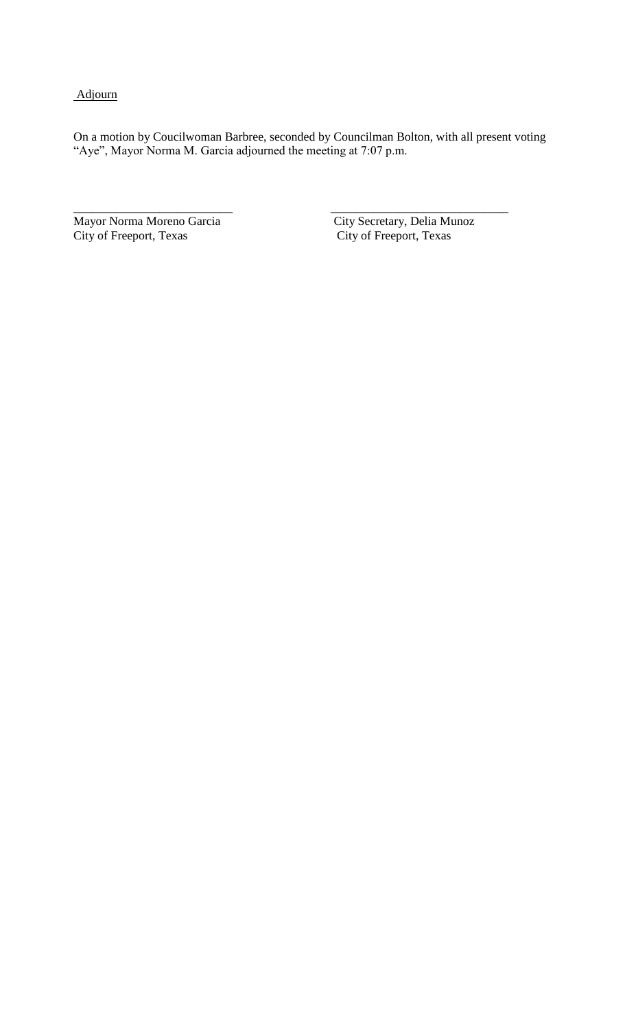Adjourn

On a motion by Coucilwoman Barbree, seconded by Councilman Bolton, with all present voting "Aye", Mayor Norma M. Garcia adjourned the meeting at 7:07 p.m.

| | |
|---|---|
| ___________________________ | ______________________________ |
| Mayor Norma Moreno Garcia | City Secretary, Delia Munoz |
| City of Freeport, Texas | City of Freeport, Texas |